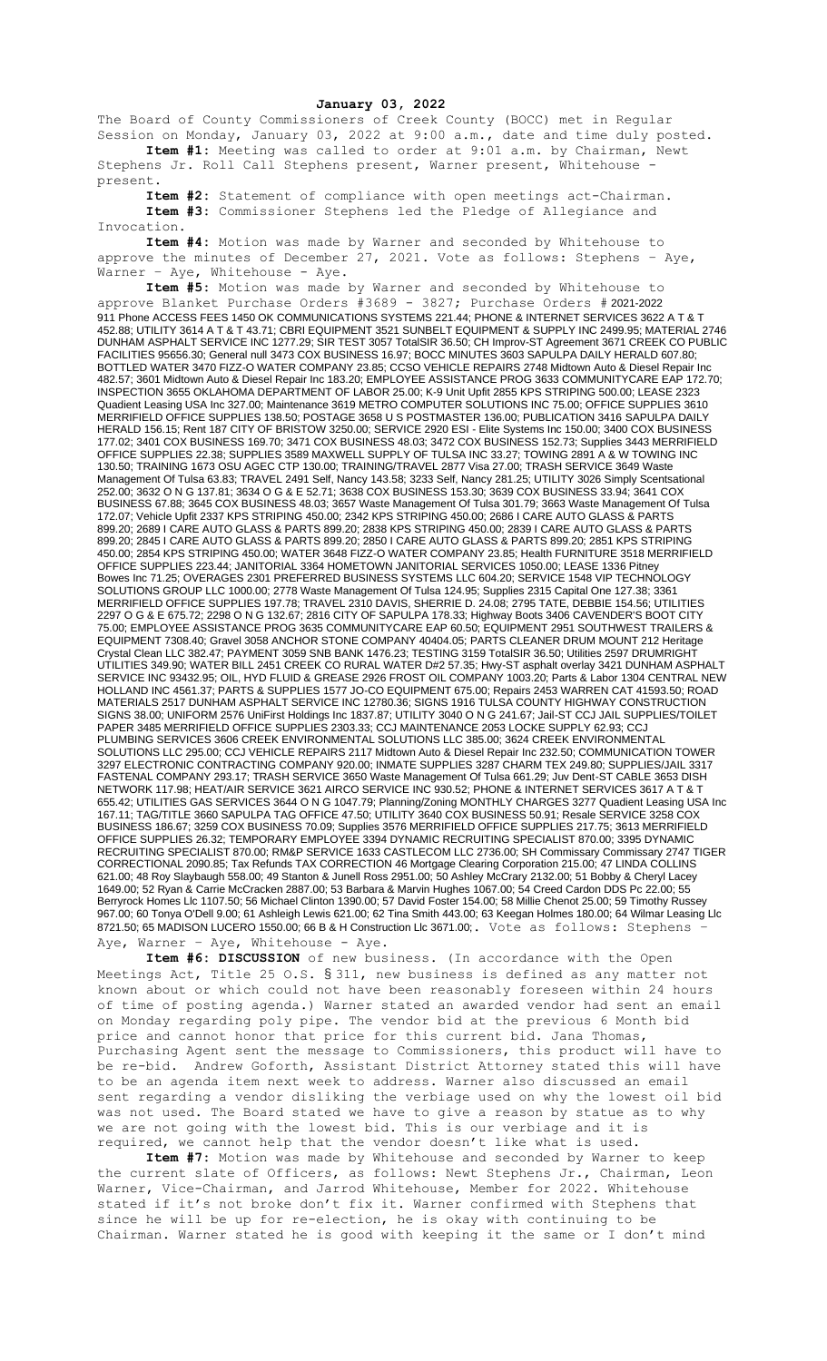**January 03, 2022**

The Board of County Commissioners of Creek County (BOCC) met in Regular Session on Monday, January 03, 2022 at 9:00 a.m., date and time duly posted.

**Item #1:** Meeting was called to order at 9:01 a.m. by Chairman, Newt Stephens Jr. Roll Call Stephens present, Warner present, Whitehouse - present.

**Item #2:** Statement of compliance with open meetings act-Chairman.

**Item #3:** Commissioner Stephens led the Pledge of Allegiance and Invocation.

**Item #4:** Motion was made by Warner and seconded by Whitehouse to approve the minutes of December 27, 2021. Vote as follows: Stephens – Aye, Warner – Aye, Whitehouse - Aye.

**Item #5:** Motion was made by Warner and seconded by Whitehouse to approve Blanket Purchase Orders #3689 - 3827; Purchase Orders # 2021-2022 911 Phone ACCESS FEES 1450 OK COMMUNICATIONS SYSTEMS 221.44; PHONE & INTERNET SERVICES 3622 A T & T 452.88; UTILITY 3614 A T & T 43.71; CBRI EQUIPMENT 3521 SUNBELT EQUIPMENT & SUPPLY INC 2499.95; MATERIAL 2746 DUNHAM ASPHALT SERVICE INC 1277.29; SIR TEST 3057 TotalSIR 36.50; CH Improv-ST Agreement 3671 CREEK CO PUBLIC FACILITIES 95656.30; General null 3473 COX BUSINESS 16.97; BOCC MINUTES 3603 SAPULPA DAILY HERALD 607.80; BOTTLED WATER 3470 FIZZ-O WATER COMPANY 23.85; CCSO VEHICLE REPAIRS 2748 Midtown Auto & Diesel Repair Inc 482.57; 3601 Midtown Auto & Diesel Repair Inc 183.20; EMPLOYEE ASSISTANCE PROG 3633 COMMUNITYCARE EAP 172.70; INSPECTION 3655 OKLAHOMA DEPARTMENT OF LABOR 25.00; K-9 Unit Upfit 2855 KPS STRIPING 500.00; LEASE 2323 Quadient Leasing USA Inc 327.00; Maintenance 3619 METRO COMPUTER SOLUTIONS INC 75.00; OFFICE SUPPLIES 3610 MERRIFIELD OFFICE SUPPLIES 138.50; POSTAGE 3658 U S POSTMASTER 136.00; PUBLICATION 3416 SAPULPA DAILY HERALD 156.15; Rent 187 CITY OF BRISTOW 3250.00; SERVICE 2920 ESI - Elite Systems Inc 150.00; 3400 COX BUSINESS 177.02; 3401 COX BUSINESS 169.70; 3471 COX BUSINESS 48.03; 3472 COX BUSINESS 152.73; Supplies 3443 MERRIFIELD OFFICE SUPPLIES 22.38; SUPPLIES 3589 MAXWELL SUPPLY OF TULSA INC 33.27; TOWING 2891 A & W TOWING INC 130.50; TRAINING 1673 OSU AGEC CTP 130.00; TRAINING/TRAVEL 2877 Visa 27.00; TRASH SERVICE 3649 Waste Management Of Tulsa 63.83; TRAVEL 2491 Self, Nancy 143.58; 3233 Self, Nancy 281.25; UTILITY 3026 Simply Scentsational 252.00; 3632 O N G 137.81; 3634 O G & E 52.71; 3638 COX BUSINESS 153.30; 3639 COX BUSINESS 33.94; 3641 COX BUSINESS 67.88; 3645 COX BUSINESS 48.03; 3657 Waste Management Of Tulsa 301.79; 3663 Waste Management Of Tulsa 172.07; Vehicle Upfit 2337 KPS STRIPING 450.00; 2342 KPS STRIPING 450.00; 2686 I CARE AUTO GLASS & PARTS 899.20; 2689 I CARE AUTO GLASS & PARTS 899.20; 2838 KPS STRIPING 450.00; 2839 I CARE AUTO GLASS & PARTS 899.20; 2845 I CARE AUTO GLASS & PARTS 899.20; 2850 I CARE AUTO GLASS & PARTS 899.20; 2851 KPS STRIPING 450.00; 2854 KPS STRIPING 450.00; WATER 3648 FIZZ-O WATER COMPANY 23.85; Health FURNITURE 3518 MERRIFIELD OFFICE SUPPLIES 223.44; JANITORIAL 3364 HOMETOWN JANITORIAL SERVICES 1050.00; LEASE 1336 Pitney Bowes Inc 71.25; OVERAGES 2301 PREFERRED BUSINESS SYSTEMS LLC 604.20; SERVICE 1548 VIP TECHNOLOGY SOLUTIONS GROUP LLC 1000.00; 2778 Waste Management Of Tulsa 124.95; Supplies 2315 Capital One 127.38; 3361 MERRIFIELD OFFICE SUPPLIES 197.78; TRAVEL 2310 DAVIS, SHERRIE D. 24.08; 2795 TATE, DEBBIE 154.56; UTILITIES 2297 O G & E 675.72; 2298 O N G 132.67; 2816 CITY OF SAPULPA 178.33; Highway Boots 3406 CAVENDER'S BOOT CITY 75.00; EMPLOYEE ASSISTANCE PROG 3635 COMMUNITYCARE EAP 60.50; EQUIPMENT 2951 SOUTHWEST TRAILERS & EQUIPMENT 7308.40; Gravel 3058 ANCHOR STONE COMPANY 40404.05; PARTS CLEANER DRUM MOUNT 212 Heritage Crystal Clean LLC 382.47; PAYMENT 3059 SNB BANK 1476.23; TESTING 3159 TotalSIR 36.50; Utilities 2597 DRUMRIGHT UTILITIES 349.90; WATER BILL 2451 CREEK CO RURAL WATER D#2 57.35; Hwy-ST asphalt overlay 3421 DUNHAM ASPHALT SERVICE INC 93432.95; OIL, HYD FLUID & GREASE 2926 FROST OIL COMPANY 1003.20; Parts & Labor 1304 CENTRAL NEW HOLLAND INC 4561.37; PARTS & SUPPLIES 1577 JO-CO EQUIPMENT 675.00; Repairs 2453 WARREN CAT 41593.50; ROAD MATERIALS 2517 DUNHAM ASPHALT SERVICE INC 12780.36; SIGNS 1916 TULSA COUNTY HIGHWAY CONSTRUCTION SIGNS 38.00; UNIFORM 2576 UniFirst Holdings Inc 1837.87; UTILITY 3040 O N G 241.67; Jail-ST CCJ JAIL SUPPLIES/TOILET PAPER 3485 MERRIFIELD OFFICE SUPPLIES 2303.33; CCJ MAINTENANCE 2053 LOCKE SUPPLY 62.93; CCJ PLUMBING SERVICES 3606 CREEK ENVIRONMENTAL SOLUTIONS LLC 385.00; 3624 CREEK ENVIRONMENTAL SOLUTIONS LLC 295.00; CCJ VEHICLE REPAIRS 2117 Midtown Auto & Diesel Repair Inc 232.50; COMMUNICATION TOWER 3297 ELECTRONIC CONTRACTING COMPANY 920.00; INMATE SUPPLIES 3287 CHARM TEX 249.80; SUPPLIES/JAIL 3317 FASTENAL COMPANY 293.17; TRASH SERVICE 3650 Waste Management Of Tulsa 661.29; Juv Dent-ST CABLE 3653 DISH NETWORK 117.98; HEAT/AIR SERVICE 3621 AIRCO SERVICE INC 930.52; PHONE & INTERNET SERVICES 3617 A T & T 655.42; UTILITIES GAS SERVICES 3644 O N G 1047.79; Planning/Zoning MONTHLY CHARGES 3277 Quadient Leasing USA Inc 167.11; TAG/TITLE 3660 SAPULPA TAG OFFICE 47.50; UTILITY 3640 COX BUSINESS 50.91; Resale SERVICE 3258 COX BUSINESS 186.67; 3259 COX BUSINESS 70.09; Supplies 3576 MERRIFIELD OFFICE SUPPLIES 217.75; 3613 MERRIFIELD OFFICE SUPPLIES 26.32; TEMPORARY EMPLOYEE 3394 DYNAMIC RECRUITING SPECIALIST 870.00; 3395 DYNAMIC RECRUITING SPECIALIST 870.00; RM&P SERVICE 1633 CASTLECOM LLC 2736.00; SH Commissary Commissary 2747 TIGER CORRECTIONAL 2090.85; Tax Refunds TAX CORRECTION 46 Mortgage Clearing Corporation 215.00; 47 LINDA COLLINS 621.00; 48 Roy Slaybaugh 558.00; 49 Stanton & Junell Ross 2951.00; 50 Ashley McCrary 2132.00; 51 Bobby & Cheryl Lacey 1649.00; 52 Ryan & Carrie McCracken 2887.00; 53 Barbara & Marvin Hughes 1067.00; 54 Creed Cardon DDS Pc 22.00; 55 Berryrock Homes Llc 1107.50; 56 Michael Clinton 1390.00; 57 David Foster 154.00; 58 Millie Chenot 25.00; 59 Timothy Russey 967.00; 60 Tonya O'Dell 9.00; 61 Ashleigh Lewis 621.00; 62 Tina Smith 443.00; 63 Keegan Holmes 180.00; 64 Wilmar Leasing Llc 8721.50; 65 MADISON LUCERO 1550.00; 66 B & H Construction Llc 3671.00;. Vote as follows: Stephens – Aye, Warner – Aye, Whitehouse - Aye.

**Item #6: DISCUSSION** of new business. (In accordance with the Open Meetings Act, Title 25 O.S. § 311, new business is defined as any matter not known about or which could not have been reasonably foreseen within 24 hours of time of posting agenda.) Warner stated an awarded vendor had sent an email on Monday regarding poly pipe. The vendor bid at the previous 6 Month bid price and cannot honor that price for this current bid. Jana Thomas, Purchasing Agent sent the message to Commissioners, this product will have to be re-bid. Andrew Goforth, Assistant District Attorney stated this will have to be an agenda item next week to address. Warner also discussed an email sent regarding a vendor disliking the verbiage used on why the lowest oil bid was not used. The Board stated we have to give a reason by statue as to why we are not going with the lowest bid. This is our verbiage and it is required, we cannot help that the vendor doesn't like what is used.

**Item #7:** Motion was made by Whitehouse and seconded by Warner to keep the current slate of Officers, as follows: Newt Stephens Jr., Chairman, Leon Warner, Vice-Chairman, and Jarrod Whitehouse, Member for 2022. Whitehouse stated if it's not broke don't fix it. Warner confirmed with Stephens that since he will be up for re-election, he is okay with continuing to be Chairman. Warner stated he is good with keeping it the same or I don't mind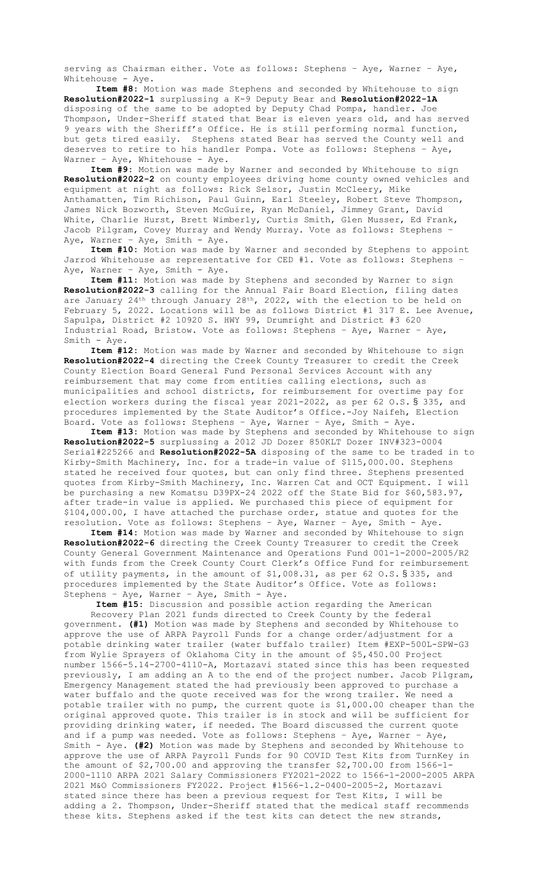serving as Chairman either. Vote as follows: Stephens – Aye, Warner – Aye, Whitehouse - Aye.

**Item #8:** Motion was made Stephens and seconded by Whitehouse to sign **Resolution#2022-1** surplussing a K-9 Deputy Bear and **Resolution#2022-1A** disposing of the same to be adopted by Deputy Chad Pompa, handler. Joe Thompson, Under-Sheriff stated that Bear is eleven years old, and has served 9 years with the Sheriff's Office. He is still performing normal function, but gets tired easily. Stephens stated Bear has served the County well and deserves to retire to his handler Pompa. Vote as follows: Stephens – Aye, Warner – Aye, Whitehouse - Aye.

**Item #9:** Motion was made by Warner and seconded by Whitehouse to sign **Resolution#2022-2** on county employees driving home county owned vehicles and equipment at night as follows: Rick Selsor, Justin McCleery, Mike Anthamatten, Tim Richison, Paul Guinn, Earl Steeley, Robert Steve Thompson, James Nick Bozworth, Steven McGuire, Ryan McDaniel, Jimmey Grant, David White, Charlie Hurst, Brett Wimberly, Curtis Smith, Glen Musser, Ed Frank, Jacob Pilgram, Covey Murray and Wendy Murray. Vote as follows: Stephens – Aye, Warner – Aye, Smith - Aye.

**Item #10:** Motion was made by Warner and seconded by Stephens to appoint Jarrod Whitehouse as representative for CED #1. Vote as follows: Stephens – Aye, Warner – Aye, Smith - Aye.

**Item #11:** Motion was made by Stephens and seconded by Warner to sign **Resolution#2022-3** calling for the Annual Fair Board Election, filing dates are January 24th through January 28th, 2022, with the election to be held on February 5, 2022. Locations will be as follows District #1 317 E. Lee Avenue, Sapulpa, District #2 10920 S. HWY 99, Drumright and District #3 620 Industrial Road, Bristow. Vote as follows: Stephens – Aye, Warner – Aye, Smith - Aye.

**Item #12:** Motion was made by Warner and seconded by Whitehouse to sign **Resolution#2022-4** directing the Creek County Treasurer to credit the Creek County Election Board General Fund Personal Services Account with any reimbursement that may come from entities calling elections, such as municipalities and school districts, for reimbursement for overtime pay for election workers during the fiscal year 2021-2022, as per 62 O.S. § 335, and procedures implemented by the State Auditor's Office.-Joy Naifeh, Election Board. Vote as follows: Stephens – Aye, Warner – Aye, Smith - Aye.

**Item #13:** Motion was made by Stephens and seconded by Whitehouse to sign **Resolution#2022-5** surplussing a 2012 JD Dozer 850KLT Dozer INV#323-0004 Serial#225266 and **Resolution#2022-5A** disposing of the same to be traded in to Kirby-Smith Machinery, Inc. for a trade-in value of $115,000.00. Stephens stated he received four quotes, but can only find three. Stephens presented quotes from Kirby-Smith Machinery, Inc. Warren Cat and OCT Equipment. I will be purchasing a new Komatsu D39PX-24 2022 off the State Bid for $60,583.97, after trade-in value is applied. We purchased this piece of equipment for $104,000.00, I have attached the purchase order, statue and quotes for the resolution. Vote as follows: Stephens – Aye, Warner – Aye, Smith - Aye.

**Item #14:** Motion was made by Warner and seconded by Whitehouse to sign **Resolution#2022-6** directing the Creek County Treasurer to credit the Creek County General Government Maintenance and Operations Fund 001-1-2000-2005/R2 with funds from the Creek County Court Clerk's Office Fund for reimbursement of utility payments, in the amount of $1,008.31, as per 62 O.S. § 335, and procedures implemented by the State Auditor's Office. Vote as follows: Stephens – Aye, Warner – Aye, Smith - Aye.

**Item #15:** Discussion and possible action regarding the American Recovery Plan 2021 funds directed to Creek County by the federal government. **(#1)** Motion was made by Stephens and seconded by Whitehouse to approve the use of ARPA Payroll Funds for a change order/adjustment for a potable drinking water trailer (water buffalo trailer) Item #EXP-500L-SPW-G3 from Wylie Sprayers of Oklahoma City in the amount of $5,450.00 Project number 1566-5.14-2700-4110-A, Mortazavi stated since this has been requested previously, I am adding an A to the end of the project number. Jacob Pilgram, Emergency Management stated the had previously been approved to purchase a water buffalo and the quote received was for the wrong trailer. We need a potable trailer with no pump, the current quote is $1,000.00 cheaper than the original approved quote. This trailer is in stock and will be sufficient for providing drinking water, if needed. The Board discussed the current quote and if a pump was needed. Vote as follows: Stephens – Aye, Warner – Aye, Smith - Aye. **(#2)** Motion was made by Stephens and seconded by Whitehouse to approve the use of ARPA Payroll Funds for 90 COVID Test Kits from TurnKey in the amount of $2,700.00 and approving the transfer $2,700.00 from 1566-1-2000-1110 ARPA 2021 Salary Commissioners FY2021-2022 to 1566-1-2000-2005 ARPA 2021 M&O Commissioners FY2022. Project #1566-1.2-0400-2005-2, Mortazavi stated since there has been a previous request for Test Kits, I will be adding a 2. Thompson, Under-Sheriff stated that the medical staff recommends these kits. Stephens asked if the test kits can detect the new strands,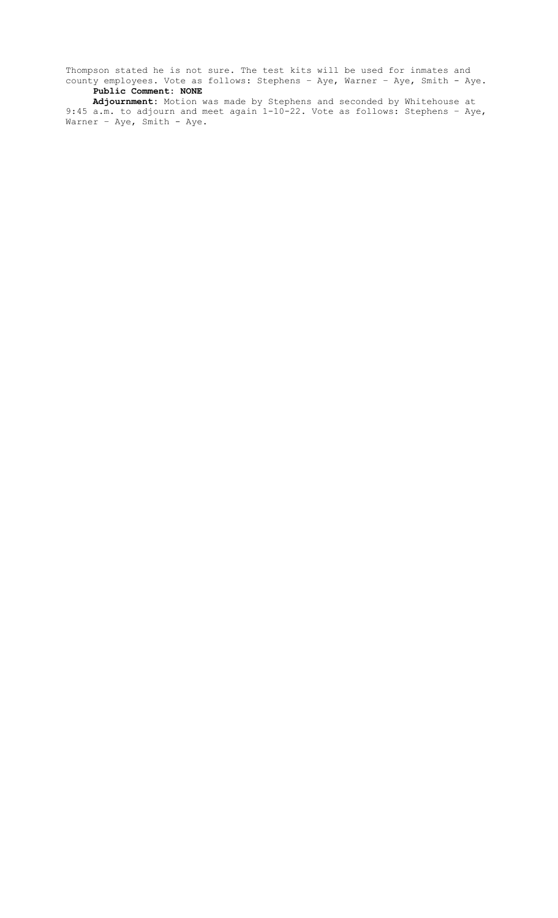Thompson stated he is not sure. The test kits will be used for inmates and county employees. Vote as follows: Stephens – Aye, Warner – Aye, Smith - Aye.

**Public Comment: NONE**

**Adjournment:** Motion was made by Stephens and seconded by Whitehouse at 9:45 a.m. to adjourn and meet again 1-10-22. Vote as follows: Stephens – Aye, Warner – Aye, Smith - Aye.